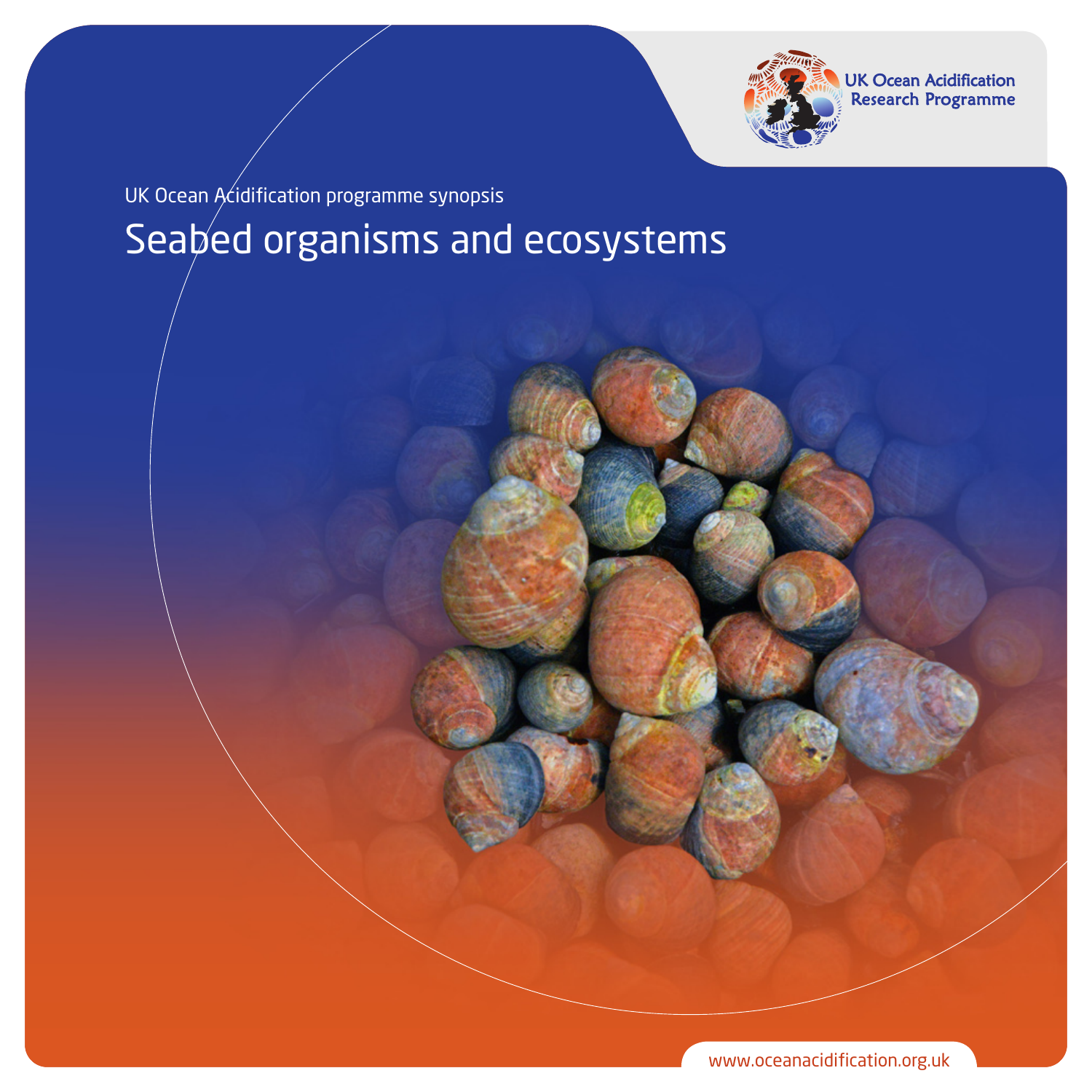UK Ocean Acidification Research Programme

UK Ocean Acidification programme synopsis

# Seabed organisms and ecosystems

www.oceanacidification.org.uk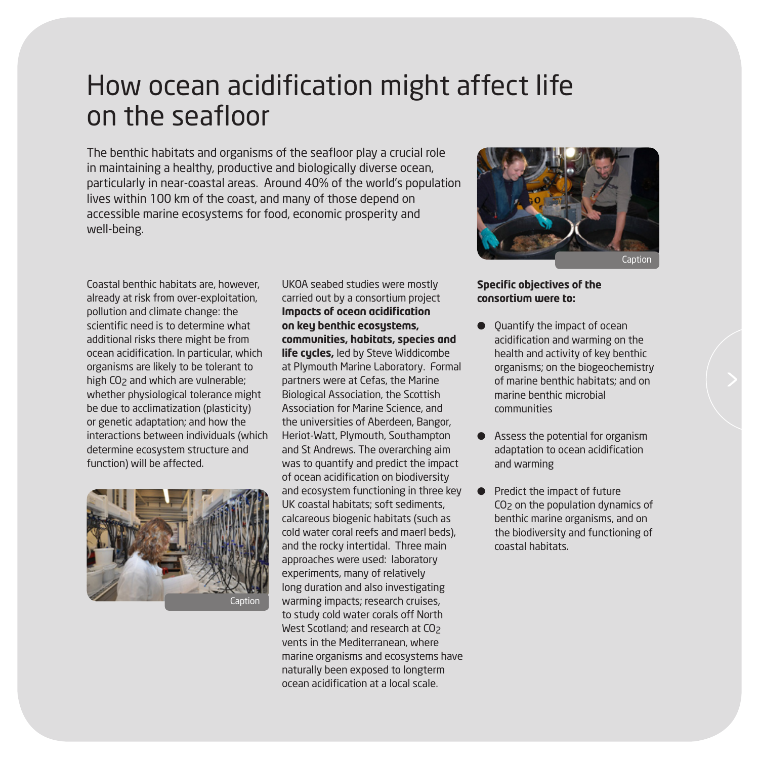# How ocean acidification might affect life on the seafloor

The benthic habitats and organisms of the seafloor play a crucial role in maintaining a healthy, productive and biologically diverse ocean, particularly in near-coastal areas. Around 40% of the world's population lives within 100 km of the coast, and many of those depend on accessible marine ecosystems for food, economic prosperity and well-being.

Caption

Coastal benthic habitats are, however, already at risk from over-exploitation, pollution and climate change: the scientific need is to determine what additional risks there might be from ocean acidification. In particular, which organisms are likely to be tolerant to high $CO_2$ and which are vulnerable; whether physiological tolerance might be due to acclimatization (plasticity) or genetic adaptation; and how the interactions between individuals (which determine ecosystem structure and function) will be affected.

Caption

UKOA seabed studies were mostly carried out by a consortium project **Impacts of ocean acidification on key benthic ecosystems, communities, habitats, species and life cycles,** led by Steve Widdicombe at Plymouth Marine Laboratory. Formal partners were at Cefas, the Marine Biological Association, the Scottish Association for Marine Science, and the universities of Aberdeen, Bangor, Heriot-Watt, Plymouth, Southampton and St Andrews. The overarching aim was to quantify and predict the impact of ocean acidification on biodiversity and ecosystem functioning in three key UK coastal habitats; soft sediments, calcareous biogenic habitats (such as cold water coral reefs and maerl beds), and the rocky intertidal. Three main approaches were used: laboratory experiments, many of relatively long duration and also investigating warming impacts; research cruises, to study cold water corals off North West Scotland; and research at $CO_2$ vents in the Mediterranean, where marine organisms and ecosystems have naturally been exposed to longterm ocean acidification at a local scale.

**Specific objectives of the consortium were to:**

- Quantify the impact of ocean acidification and warming on the health and activity of key benthic organisms; on the biogeochemistry of marine benthic habitats; and on marine benthic microbial communities
- Assess the potential for organism adaptation to ocean acidification and warming
- Predict the impact of future $CO_2$ on the population dynamics of benthic marine organisms, and on the biodiversity and functioning of coastal habitats.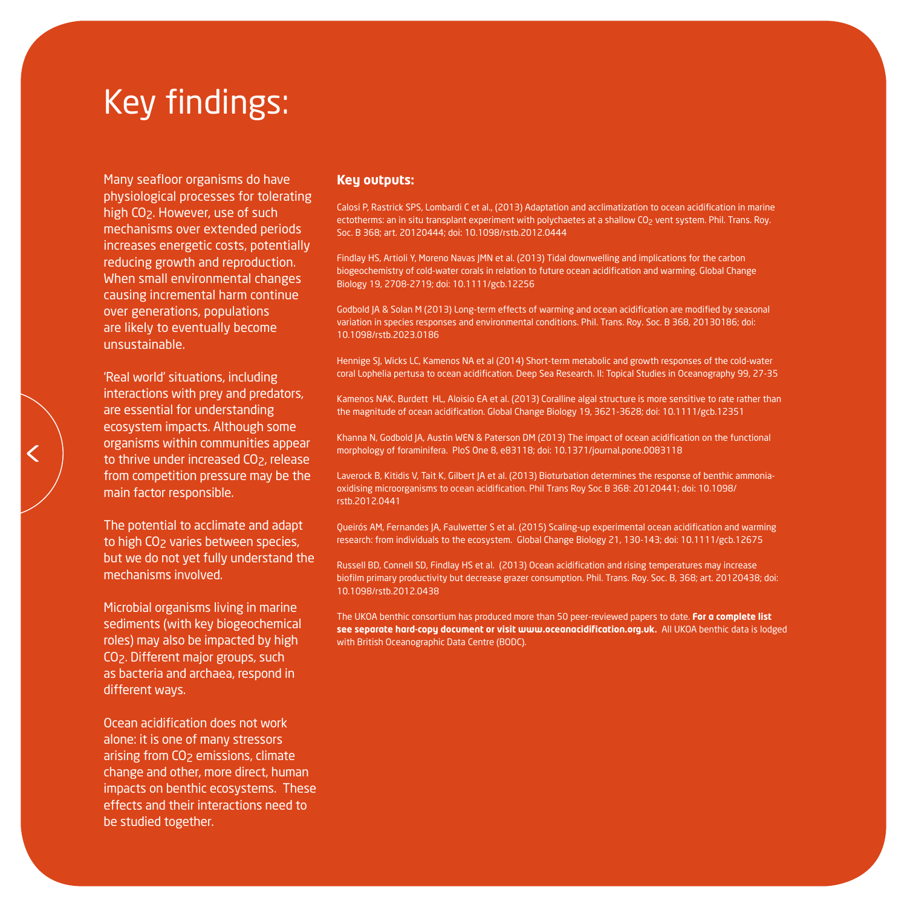# Key findings:

Many seafloor organisms do have physiological processes for tolerating high $CO_2$. However, use of such mechanisms over extended periods increases energetic costs, potentially reducing growth and reproduction. When small environmental changes causing incremental harm continue over generations, populations are likely to eventually become unsustainable.

'Real world' situations, including interactions with prey and predators, are essential for understanding ecosystem impacts. Although some organisms within communities appear to thrive under increased $CO_2$, release from competition pressure may be the main factor responsible.

The potential to acclimate and adapt to high $CO_2$ varies between species, but we do not yet fully understand the mechanisms involved.

Microbial organisms living in marine sediments (with key biogeochemical roles) may also be impacted by high $CO_2$. Different major groups, such as bacteria and archaea, respond in different ways.

Ocean acidification does not work alone: it is one of many stressors arising from $CO_2$ emissions, climate change and other, more direct, human impacts on benthic ecosystems. These effects and their interactions need to be studied together.

**Key outputs:**

Calosi P, Rastrick SPS, Lombardi C et al., (2013) Adaptation and acclimatization to ocean acidification in marine ectotherms: an in situ transplant experiment with polychaetes at a shallow $CO_2$ vent system. Phil. Trans. Roy. Soc. B 368; art. 20120444; doi: 10.1098/rstb.2012.0444

Findlay HS, Artioli Y, Moreno Navas JMN et al. (2013) Tidal downwelling and implications for the carbon biogeochemistry of cold-water corals in relation to future ocean acidification and warming. Global Change Biology 19, 2708-2719; doi: 10.1111/gcb.12256

Godbold JA & Solan M (2013) Long-term effects of warming and ocean acidification are modified by seasonal variation in species responses and environmental conditions. Phil. Trans. Roy. Soc. B 368, 20130186; doi: 10.1098/rstb.2023.0186

Hennige SJ, Wicks LC, Kamenos NA et al (2014) Short-term metabolic and growth responses of the cold-water coral Lophelia pertusa to ocean acidification. Deep Sea Research. II: Topical Studies in Oceanography 99, 27-35

Kamenos NAK, Burdett HL, Aloisio EA et al. (2013) Coralline algal structure is more sensitive to rate rather than the magnitude of ocean acidification. Global Change Biology 19, 3621-3628; doi: 10.1111/gcb.12351

Khanna N, Godbold JA, Austin WEN & Paterson DM (2013) The impact of ocean acidification on the functional morphology of foraminifera. PloS One 8, e83118; doi: 10.1371/journal.pone.0083118

Laverock B, Kitidis V, Tait K, Gilbert JA et al. (2013) Bioturbation determines the response of benthic ammonia-oxidising microorganisms to ocean acidification. Phil Trans Roy Soc B 368: 20120441; doi: 10.1098/rstb.2012.0441

Queirós AM, Fernandes JA, Faulwetter S et al. (2015) Scaling-up experimental ocean acidification and warming research: from individuals to the ecosystem. Global Change Biology 21, 130-143; doi: 10.1111/gcb.12675

Russell BD, Connell SD, Findlay HS et al. (2013) Ocean acidification and rising temperatures may increase biofilm primary productivity but decrease grazer consumption. Phil. Trans. Roy. Soc. B, 368; art. 20120438; doi: 10.1098/rstb.2012.0438

The UKOA benthic consortium has produced more than 50 peer-reviewed papers to date. **For a complete list see separate hard-copy document or visit www.oceanacidification.org.uk.** All UKOA benthic data is lodged with British Oceanographic Data Centre (BODC).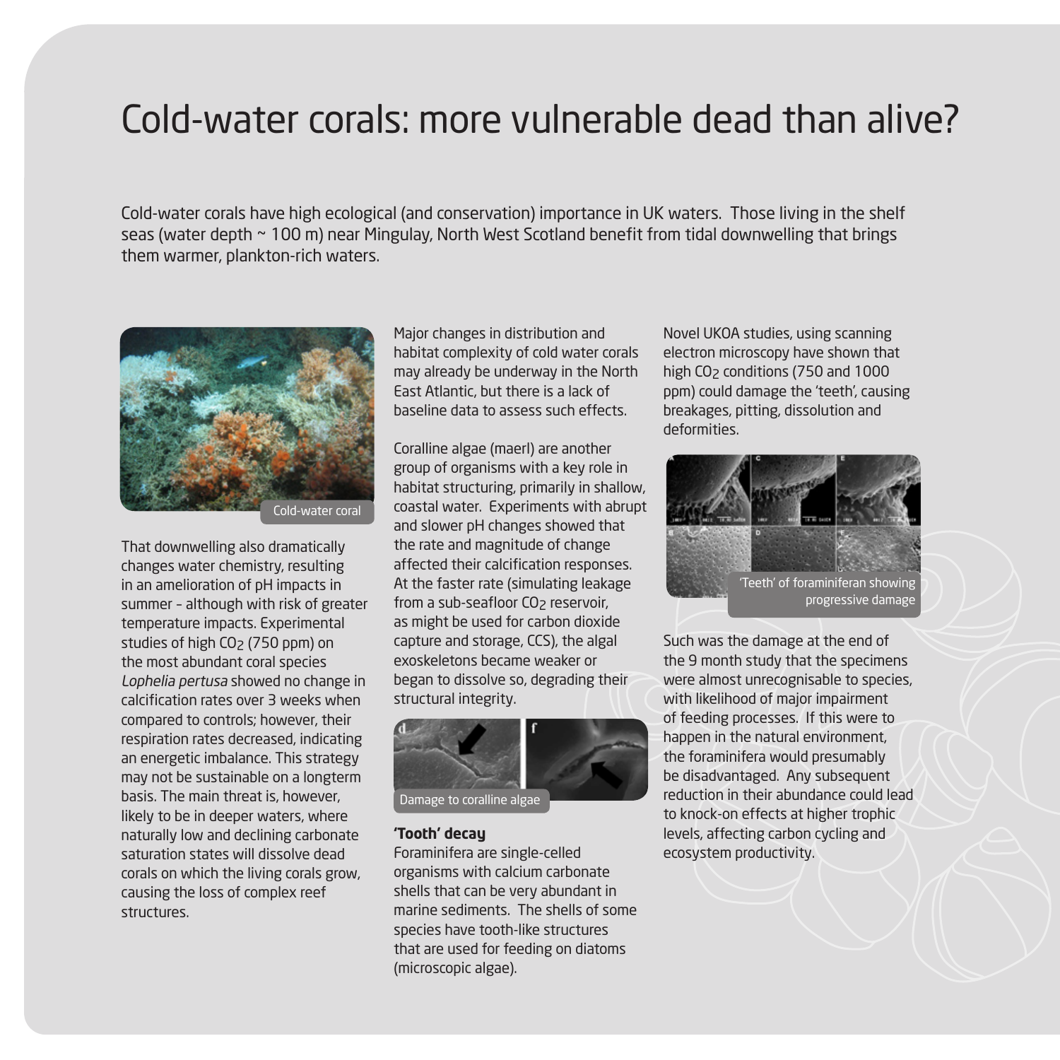# Cold-water corals: more vulnerable dead than alive?

Cold-water corals have high ecological (and conservation) importance in UK waters. Those living in the shelf seas (water depth ~ 100 m) near Mingulay, North West Scotland benefit from tidal downwelling that brings them warmer, plankton-rich waters.

Cold-water coral

That downwelling also dramatically changes water chemistry, resulting in an amelioration of pH impacts in summer – although with risk of greater temperature impacts. Experimental studies of high $CO_2$ (750 ppm) on the most abundant coral species *Lophelia pertusa* showed no change in calcification rates over 3 weeks when compared to controls; however, their respiration rates decreased, indicating an energetic imbalance. This strategy may not be sustainable on a longterm basis. The main threat is, however, likely to be in deeper waters, where naturally low and declining carbonate saturation states will dissolve dead corals on which the living corals grow, causing the loss of complex reef structures.

Major changes in distribution and habitat complexity of cold water corals may already be underway in the North East Atlantic, but there is a lack of baseline data to assess such effects.

Coralline algae (maerl) are another group of organisms with a key role in habitat structuring, primarily in shallow, coastal water. Experiments with abrupt and slower pH changes showed that the rate and magnitude of change affected their calcification responses. At the faster rate (simulating leakage from a sub-seafloor $CO_2$ reservoir, as might be used for carbon dioxide capture and storage, CCS), the algal exoskeletons became weaker or began to dissolve so, degrading their structural integrity.

Damage to coralline algae

## 'Tooth' decay

Foraminifera are single-celled organisms with calcium carbonate shells that can be very abundant in marine sediments. The shells of some species have tooth-like structures that are used for feeding on diatoms (microscopic algae).

Novel UKOA studies, using scanning electron microscopy have shown that high $CO_2$ conditions (750 and 1000 ppm) could damage the 'teeth', causing breakages, pitting, dissolution and deformities.

'Teeth' of foraminiferan showing progressive damage

Such was the damage at the end of the 9 month study that the specimens were almost unrecognisable to species, with likelihood of major impairment of feeding processes. If this were to happen in the natural environment, the foraminifera would presumably be disadvantaged. Any subsequent reduction in their abundance could lead to knock-on effects at higher trophic levels, affecting carbon cycling and ecosystem productivity.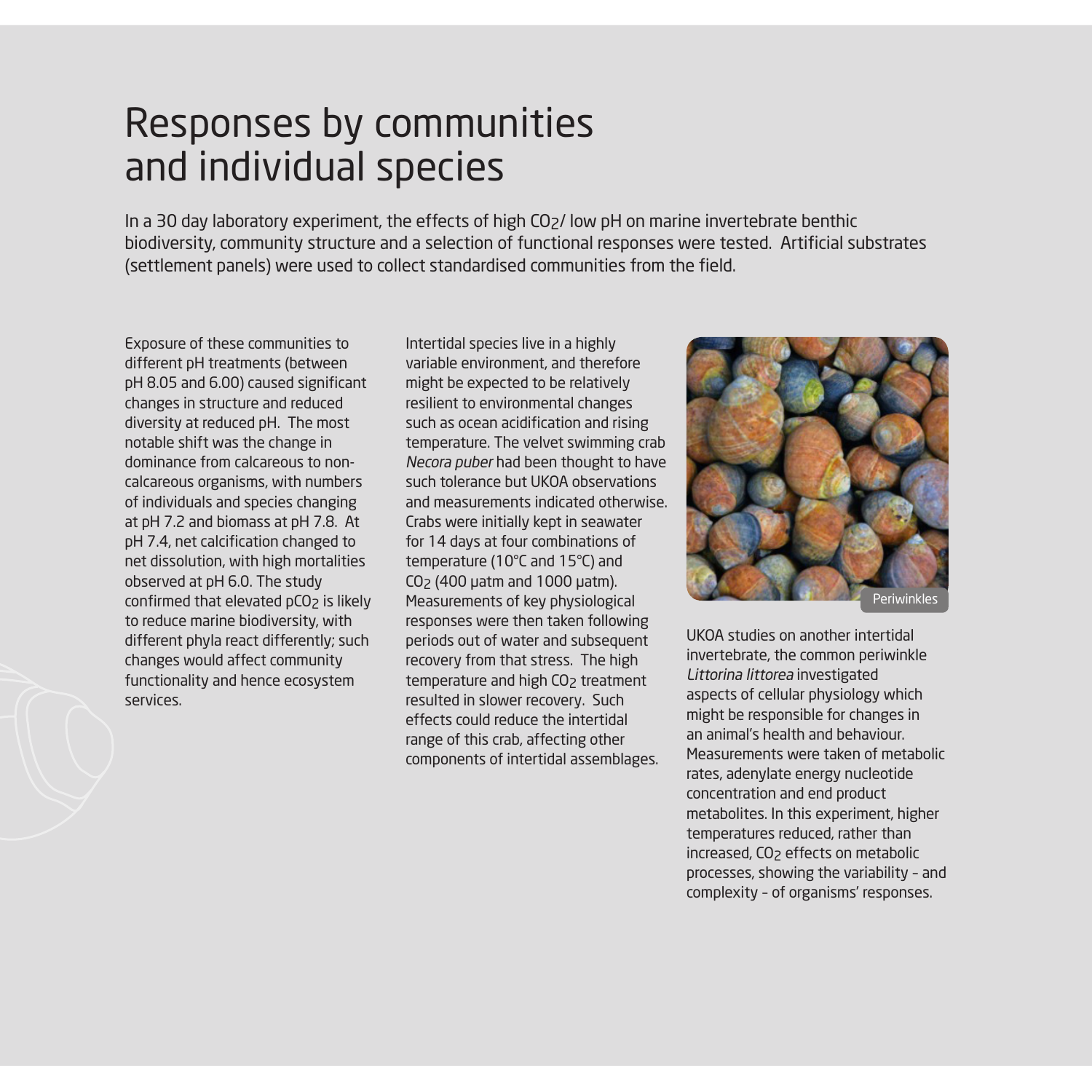# Responses by communities and individual species

In a 30 day laboratory experiment, the effects of high $CO_2$/ low pH on marine invertebrate benthic biodiversity, community structure and a selection of functional responses were tested. Artificial substrates (settlement panels) were used to collect standardised communities from the field.

Exposure of these communities to different pH treatments (between pH 8.05 and 6.00) caused significant changes in structure and reduced diversity at reduced pH. The most notable shift was the change in dominance from calcareous to non-calcareous organisms, with numbers of individuals and species changing at pH 7.2 and biomass at pH 7.8. At pH 7.4, net calcification changed to net dissolution, with high mortalities observed at pH 6.0. The study confirmed that elevated $pCO_2$ is likely to reduce marine biodiversity, with different phyla react differently; such changes would affect community functionality and hence ecosystem services.

Intertidal species live in a highly variable environment, and therefore might be expected to be relatively resilient to environmental changes such as ocean acidification and rising temperature. The velvet swimming crab *Necora puber* had been thought to have such tolerance but UKOA observations and measurements indicated otherwise. Crabs were initially kept in seawater for 14 days at four combinations of temperature (10°C and 15°C) and $CO_2$ (400 µatm and 1000 µatm). Measurements of key physiological responses were then taken following periods out of water and subsequent recovery from that stress. The high temperature and high $CO_2$ treatment resulted in slower recovery. Such effects could reduce the intertidal range of this crab, affecting other components of intertidal assemblages.

Periwinkles

UKOA studies on another intertidal invertebrate, the common periwinkle *Littorina littorea* investigated aspects of cellular physiology which might be responsible for changes in an animal's health and behaviour. Measurements were taken of metabolic rates, adenylate energy nucleotide concentration and end product metabolites. In this experiment, higher temperatures reduced, rather than increased, $CO_2$ effects on metabolic processes, showing the variability – and complexity – of organisms' responses.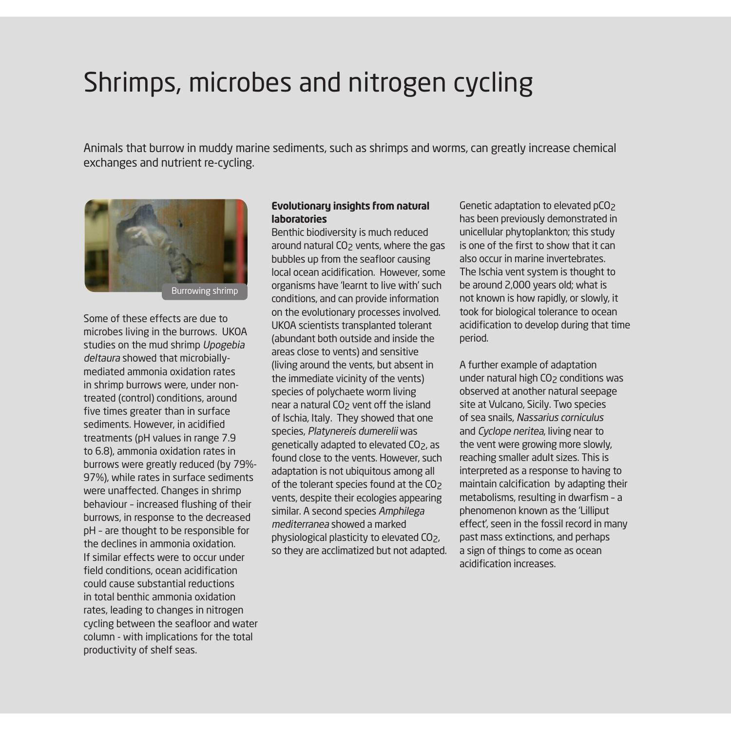# Shrimps, microbes and nitrogen cycling

Animals that burrow in muddy marine sediments, such as shrimps and worms, can greatly increase chemical exchanges and nutrient re-cycling.

Burrowing shrimp

Some of these effects are due to microbes living in the burrows. UKOA studies on the mud shrimp *Upogebia deltaura* showed that microbially-mediated ammonia oxidation rates in shrimp burrows were, under non-treated (control) conditions, around five times greater than in surface sediments. However, in acidified treatments (pH values in range 7.9 to 6.8), ammonia oxidation rates in burrows were greatly reduced (by 79%-97%), while rates in surface sediments were unaffected. Changes in shrimp behaviour – increased flushing of their burrows, in response to the decreased pH – are thought to be responsible for the declines in ammonia oxidation. If similar effects were to occur under field conditions, ocean acidification could cause substantial reductions in total benthic ammonia oxidation rates, leading to changes in nitrogen cycling between the seafloor and water column - with implications for the total productivity of shelf seas.

**Evolutionary insights from natural laboratories**

Benthic biodiversity is much reduced around natural $CO_2$ vents, where the gas bubbles up from the seafloor causing local ocean acidification. However, some organisms have 'learnt to live with' such conditions, and can provide information on the evolutionary processes involved. UKOA scientists transplanted tolerant (abundant both outside and inside the areas close to vents) and sensitive (living around the vents, but absent in the immediate vicinity of the vents) species of polychaete worm living near a natural $CO_2$ vent off the island of Ischia, Italy. They showed that one species, *Platynereis dumerelii* was genetically adapted to elevated $CO_2$, as found close to the vents. However, such adaptation is not ubiquitous among all of the tolerant species found at the $CO_2$ vents, despite their ecologies appearing similar. A second species *Amphilega mediterranea* showed a marked physiological plasticity to elevated $CO_2$, so they are acclimatized but not adapted.

Genetic adaptation to elevated $pCO_2$ has been previously demonstrated in unicellular phytoplankton; this study is one of the first to show that it can also occur in marine invertebrates. The Ischia vent system is thought to be around 2,000 years old; what is not known is how rapidly, or slowly, it took for biological tolerance to ocean acidification to develop during that time period.

A further example of adaptation under natural high $CO_2$ conditions was observed at another natural seepage site at Vulcano, Sicily. Two species of sea snails, *Nassarius corniculus* and *Cyclope neritea*, living near to the vent were growing more slowly, reaching smaller adult sizes. This is interpreted as a response to having to maintain calcification by adapting their metabolisms, resulting in dwarfism – a phenomenon known as the 'Lilliput effect', seen in the fossil record in many past mass extinctions, and perhaps a sign of things to come as ocean acidification increases.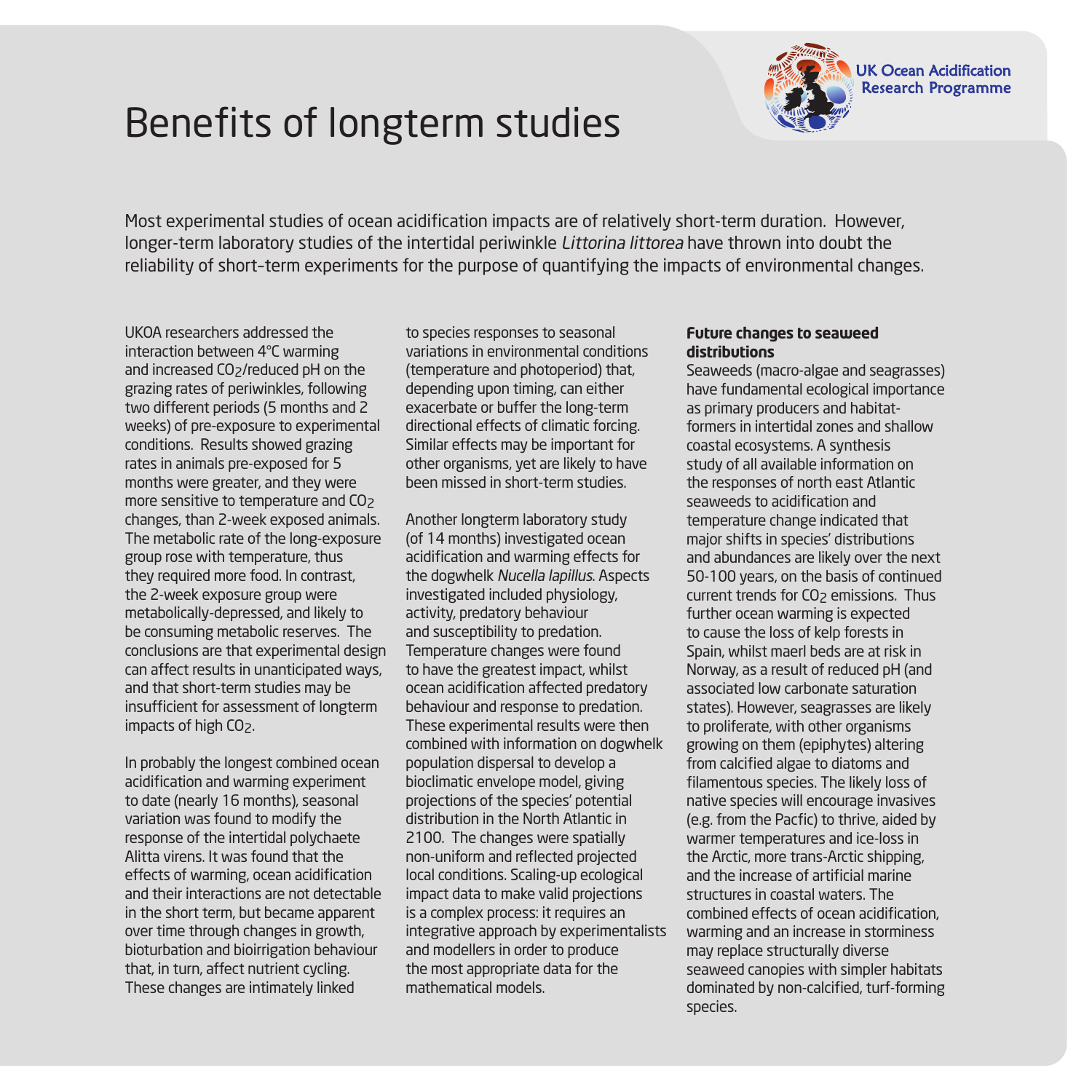# Benefits of longterm studies

Most experimental studies of ocean acidification impacts are of relatively short-term duration. However, longer-term laboratory studies of the intertidal periwinkle *Littorina littorea* have thrown into doubt the reliability of short-term experiments for the purpose of quantifying the impacts of environmental changes.

UKOA researchers addressed the interaction between 4°C warming and increased $CO_2$/reduced pH on the grazing rates of periwinkles, following two different periods (5 months and 2 weeks) of pre-exposure to experimental conditions. Results showed grazing rates in animals pre-exposed for 5 months were greater, and they were more sensitive to temperature and $CO_2$ changes, than 2-week exposed animals. The metabolic rate of the long-exposure group rose with temperature, thus they required more food. In contrast, the 2-week exposure group were metabolically-depressed, and likely to be consuming metabolic reserves. The conclusions are that experimental design can affect results in unanticipated ways, and that short-term studies may be insufficient for assessment of longterm impacts of high $CO_2$.

In probably the longest combined ocean acidification and warming experiment to date (nearly 16 months), seasonal variation was found to modify the response of the intertidal polychaete Alitta virens. It was found that the effects of warming, ocean acidification and their interactions are not detectable in the short term, but became apparent over time through changes in growth, bioturbation and bioirrigation behaviour that, in turn, affect nutrient cycling. These changes are intimately linked to species responses to seasonal variations in environmental conditions (temperature and photoperiod) that, depending upon timing, can either exacerbate or buffer the long-term directional effects of climatic forcing. Similar effects may be important for other organisms, yet are likely to have been missed in short-term studies.

Another longterm laboratory study (of 14 months) investigated ocean acidification and warming effects for the dogwhelk *Nucella lapillus*. Aspects investigated included physiology, activity, predatory behaviour and susceptibility to predation. Temperature changes were found to have the greatest impact, whilst ocean acidification affected predatory behaviour and response to predation. These experimental results were then combined with information on dogwhelk population dispersal to develop a bioclimatic envelope model, giving projections of the species' potential distribution in the North Atlantic in 2100. The changes were spatially non-uniform and reflected projected local conditions. Scaling-up ecological impact data to make valid projections is a complex process: it requires an integrative approach by experimentalists and modellers in order to produce the most appropriate data for the mathematical models.

**Future changes to seaweed distributions**

Seaweeds (macro-algae and seagrasses) have fundamental ecological importance as primary producers and habitat-formers in intertidal zones and shallow coastal ecosystems. A synthesis study of all available information on the responses of north east Atlantic seaweeds to acidification and temperature change indicated that major shifts in species' distributions and abundances are likely over the next 50-100 years, on the basis of continued current trends for $CO_2$ emissions. Thus further ocean warming is expected to cause the loss of kelp forests in Spain, whilst maerl beds are at risk in Norway, as a result of reduced pH (and associated low carbonate saturation states). However, seagrasses are likely to proliferate, with other organisms growing on them (epiphytes) altering from calcified algae to diatoms and filamentous species. The likely loss of native species will encourage invasives (e.g. from the Pacfic) to thrive, aided by warmer temperatures and ice-loss in the Arctic, more trans-Arctic shipping, and the increase of artificial marine structures in coastal waters. The combined effects of ocean acidification, warming and an increase in storminess may replace structurally diverse seaweed canopies with simpler habitats dominated by non-calcified, turf-forming species.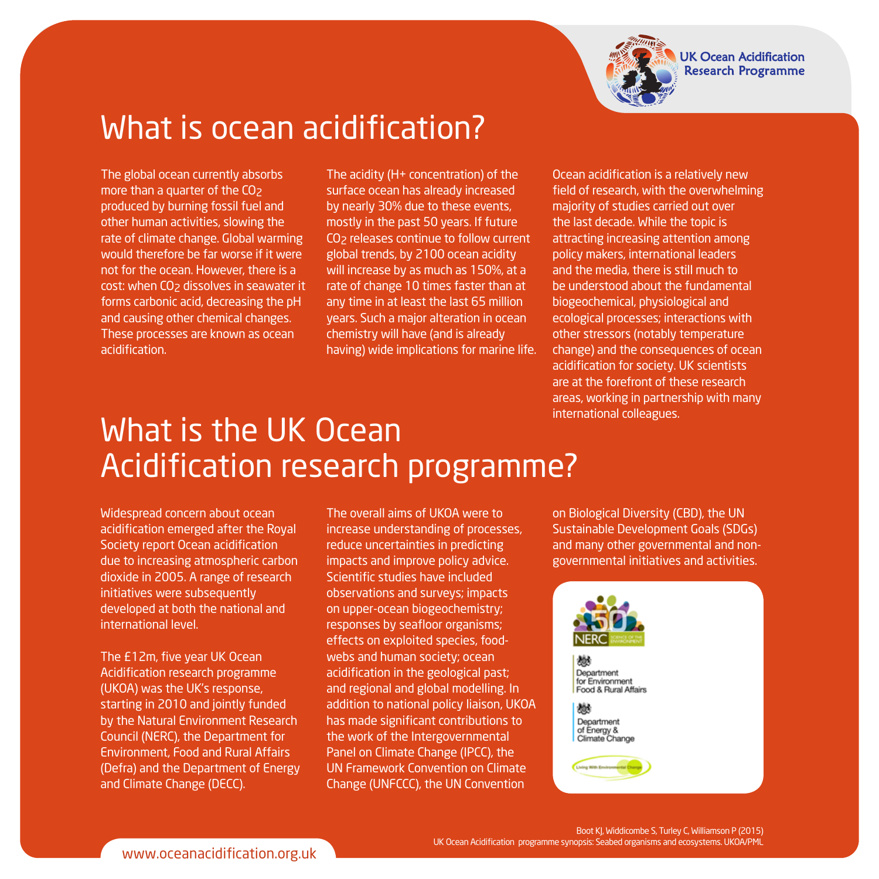UK Ocean Acidification Research Programme

# What is ocean acidification?

The global ocean currently absorbs more than a quarter of the $CO_2$ produced by burning fossil fuel and other human activities, slowing the rate of climate change. Global warming would therefore be far worse if it were not for the ocean. However, there is a cost: when $CO_2$ dissolves in seawater it forms carbonic acid, decreasing the pH and causing other chemical changes. These processes are known as ocean acidification.

The acidity (H+ concentration) of the surface ocean has already increased by nearly 30% due to these events, mostly in the past 50 years. If future $CO_2$ releases continue to follow current global trends, by 2100 ocean acidity will increase by as much as 150%, at a rate of change 10 times faster than at any time in at least the last 65 million years. Such a major alteration in ocean chemistry will have (and is already having) wide implications for marine life.

Ocean acidification is a relatively new field of research, with the overwhelming majority of studies carried out over the last decade. While the topic is attracting increasing attention among policy makers, international leaders and the media, there is still much to be understood about the fundamental biogeochemical, physiological and ecological processes; interactions with other stressors (notably temperature change) and the consequences of ocean acidification for society. UK scientists are at the forefront of these research areas, working in partnership with many international colleagues.

# What is the UK Ocean Acidification research programme?

Widespread concern about ocean acidification emerged after the Royal Society report Ocean acidification due to increasing atmospheric carbon dioxide in 2005. A range of research initiatives were subsequently developed at both the national and international level.

The £12m, five year UK Ocean Acidification research programme (UKOA) was the UK's response, starting in 2010 and jointly funded by the Natural Environment Research Council (NERC), the Department for Environment, Food and Rural Affairs (Defra) and the Department of Energy and Climate Change (DECC).

The overall aims of UKOA were to increase understanding of processes, reduce uncertainties in predicting impacts and improve policy advice. Scientific studies have included observations and surveys; impacts on upper-ocean biogeochemistry; responses by seafloor organisms; effects on exploited species, food-webs and human society; ocean acidification in the geological past; and regional and global modelling. In addition to national policy liaison, UKOA has made significant contributions to the work of the Intergovernmental Panel on Climate Change (IPCC), the UN Framework Convention on Climate Change (UNFCCC), the UN Convention on Biological Diversity (CBD), the UN Sustainable Development Goals (SDGs) and many other governmental and non-governmental initiatives and activities.

NERC Science of the Environment

Department for Environment Food & Rural Affairs

Department of Energy & Climate Change

Living With Environmental Change

Boot KJ, Widdicombe S, Turley C, Williamson P (2015)
UK Ocean Acidification programme synopsis: Seabed organisms and ecosystems. UKOA/PML

www.oceanacidification.org.uk